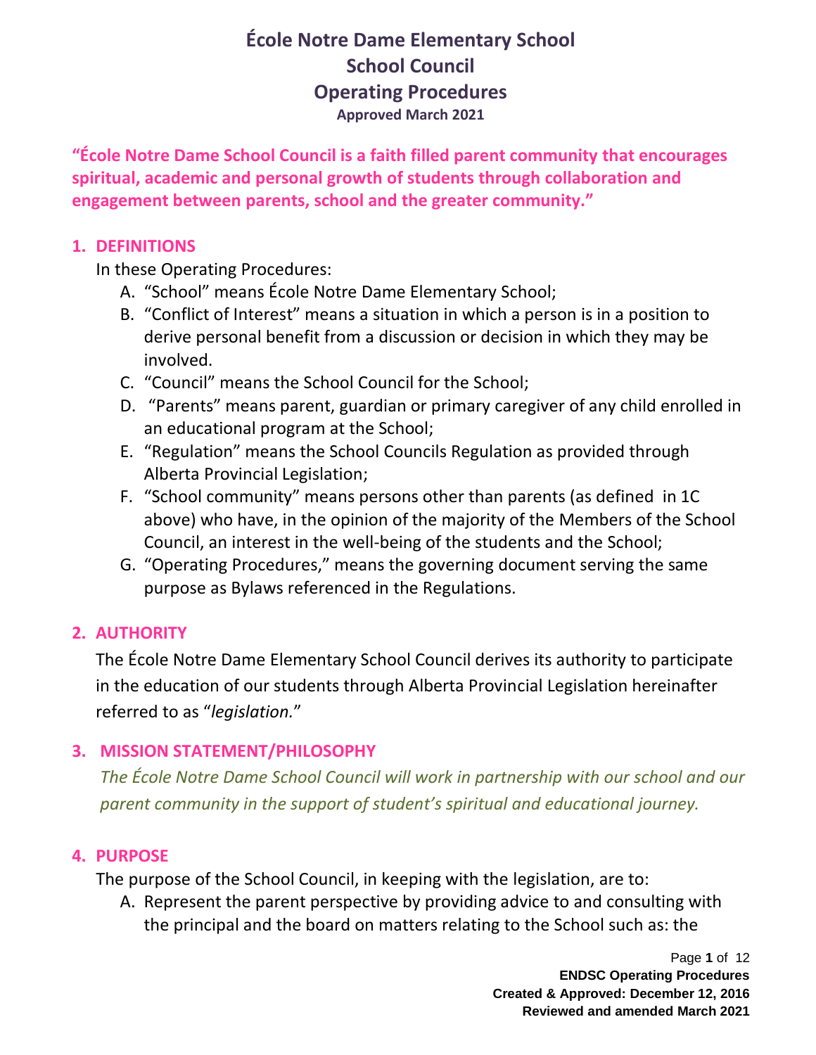# École Notre Dame Elementary School
# School Council
# Operating Procedures

**Approved March 2021**

**"École Notre Dame School Council is a faith filled parent community that encourages spiritual, academic and personal growth of students through collaboration and engagement between parents, school and the greater community."**

## 1. DEFINITIONS

In these Operating Procedures:

A. "School" means École Notre Dame Elementary School;
B. "Conflict of Interest" means a situation in which a person is in a position to derive personal benefit from a discussion or decision in which they may be involved.
C. "Council" means the School Council for the School;
D. "Parents" means parent, guardian or primary caregiver of any child enrolled in an educational program at the School;
E. "Regulation" means the School Councils Regulation as provided through Alberta Provincial Legislation;
F. "School community" means persons other than parents (as defined in 1C above) who have, in the opinion of the majority of the Members of the School Council, an interest in the well-being of the students and the School;
G. "Operating Procedures," means the governing document serving the same purpose as Bylaws referenced in the Regulations.

## 2. AUTHORITY

The École Notre Dame Elementary School Council derives its authority to participate in the education of our students through Alberta Provincial Legislation hereinafter referred to as "*legislation.*"

## 3. MISSION STATEMENT/PHILOSOPHY

*The École Notre Dame School Council will work in partnership with our school and our parent community in the support of student's spiritual and educational journey.*

## 4. PURPOSE

The purpose of the School Council, in keeping with the legislation, are to:

A. Represent the parent perspective by providing advice to and consulting with the principal and the board on matters relating to the School such as: the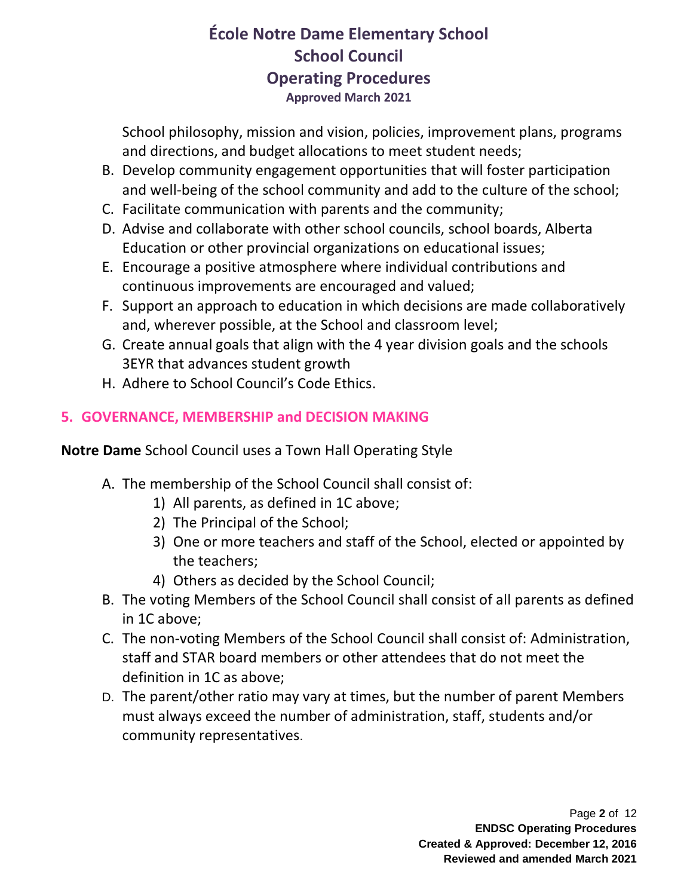School philosophy, mission and vision, policies, improvement plans, programs and directions, and budget allocations to meet student needs;

B. Develop community engagement opportunities that will foster participation and well-being of the school community and add to the culture of the school;
C. Facilitate communication with parents and the community;
D. Advise and collaborate with other school councils, school boards, Alberta Education or other provincial organizations on educational issues;
E. Encourage a positive atmosphere where individual contributions and continuous improvements are encouraged and valued;
F. Support an approach to education in which decisions are made collaboratively and, wherever possible, at the School and classroom level;
G. Create annual goals that align with the 4 year division goals and the schools 3EYR that advances student growth
H. Adhere to School Council's Code Ethics.

## 5. GOVERNANCE, MEMBERSHIP and DECISION MAKING

**Notre Dame** School Council uses a Town Hall Operating Style

A. The membership of the School Council shall consist of:
   1) All parents, as defined in 1C above;
   2) The Principal of the School;
   3) One or more teachers and staff of the School, elected or appointed by the teachers;
   4) Others as decided by the School Council;
B. The voting Members of the School Council shall consist of all parents as defined in 1C above;
C. The non-voting Members of the School Council shall consist of: Administration, staff and STAR board members or other attendees that do not meet the definition in 1C as above;
D. The parent/other ratio may vary at times, but the number of parent Members must always exceed the number of administration, staff, students and/or community representatives.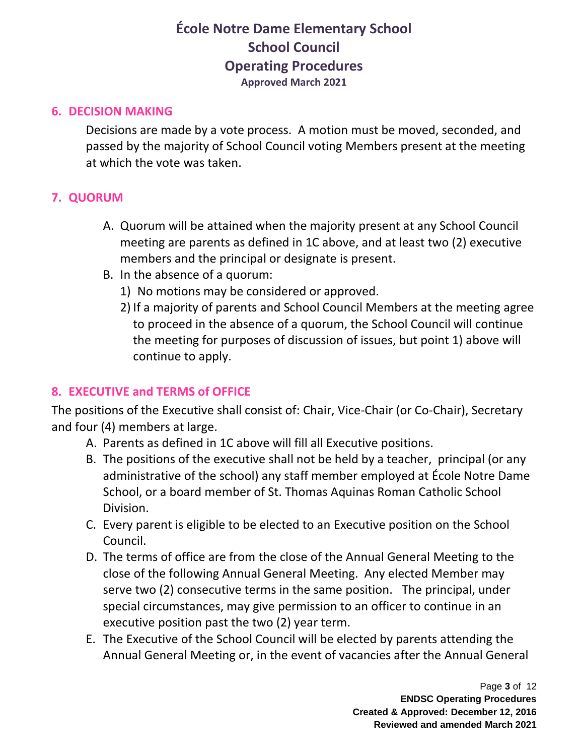## 6. DECISION MAKING

Decisions are made by a vote process. A motion must be moved, seconded, and passed by the majority of School Council voting Members present at the meeting at which the vote was taken.

## 7. QUORUM

A. Quorum will be attained when the majority present at any School Council meeting are parents as defined in 1C above, and at least two (2) executive members and the principal or designate is present.

B. In the absence of a quorum:
   1) No motions may be considered or approved.
   2) If a majority of parents and School Council Members at the meeting agree to proceed in the absence of a quorum, the School Council will continue the meeting for purposes of discussion of issues, but point 1) above will continue to apply.

## 8. EXECUTIVE and TERMS of OFFICE

The positions of the Executive shall consist of: Chair, Vice-Chair (or Co-Chair), Secretary and four (4) members at large.

A. Parents as defined in 1C above will fill all Executive positions.

B. The positions of the executive shall not be held by a teacher, principal (or any administrative of the school) any staff member employed at École Notre Dame School, or a board member of St. Thomas Aquinas Roman Catholic School Division.

C. Every parent is eligible to be elected to an Executive position on the School Council.

D. The terms of office are from the close of the Annual General Meeting to the close of the following Annual General Meeting. Any elected Member may serve two (2) consecutive terms in the same position. The principal, under special circumstances, may give permission to an officer to continue in an executive position past the two (2) year term.

E. The Executive of the School Council will be elected by parents attending the Annual General Meeting or, in the event of vacancies after the Annual General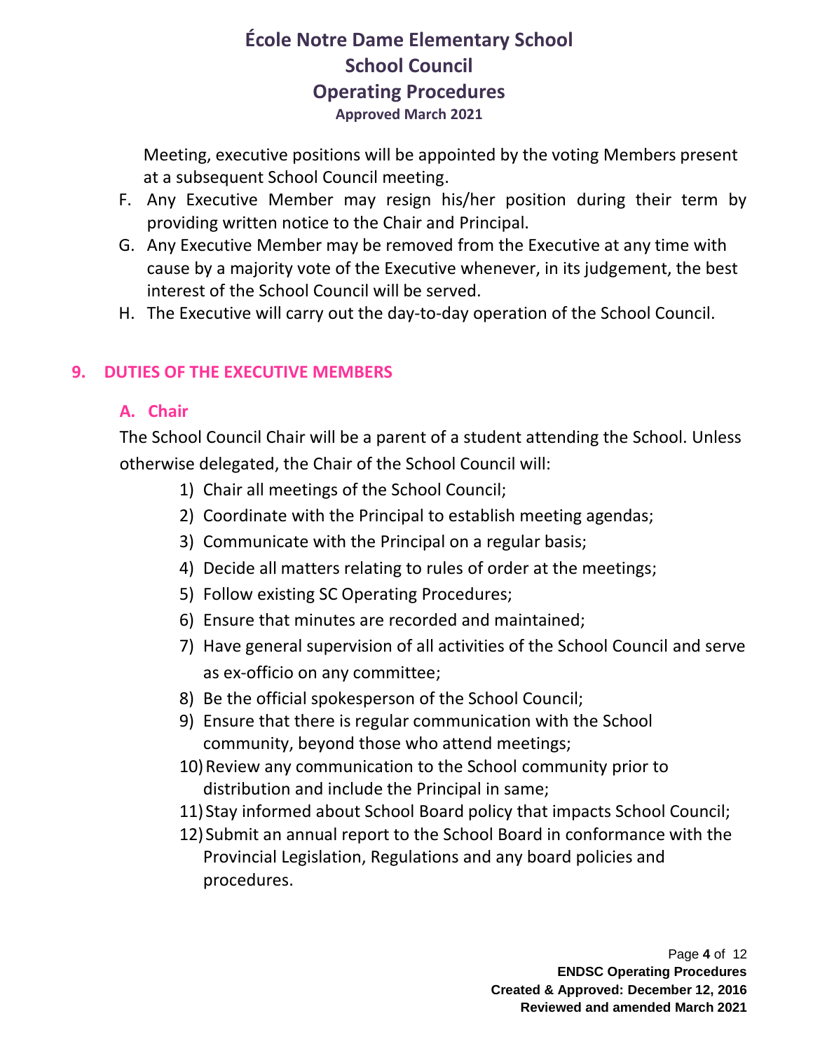Meeting, executive positions will be appointed by the voting Members present at a subsequent School Council meeting.

F. Any Executive Member may resign his/her position during their term by providing written notice to the Chair and Principal.
G. Any Executive Member may be removed from the Executive at any time with cause by a majority vote of the Executive whenever, in its judgement, the best interest of the School Council will be served.
H. The Executive will carry out the day-to-day operation of the School Council.

## 9. DUTIES OF THE EXECUTIVE MEMBERS

### A. Chair

The School Council Chair will be a parent of a student attending the School. Unless otherwise delegated, the Chair of the School Council will:

1) Chair all meetings of the School Council;
2) Coordinate with the Principal to establish meeting agendas;
3) Communicate with the Principal on a regular basis;
4) Decide all matters relating to rules of order at the meetings;
5) Follow existing SC Operating Procedures;
6) Ensure that minutes are recorded and maintained;
7) Have general supervision of all activities of the School Council and serve as ex-officio on any committee;
8) Be the official spokesperson of the School Council;
9) Ensure that there is regular communication with the School community, beyond those who attend meetings;
10) Review any communication to the School community prior to distribution and include the Principal in same;
11) Stay informed about School Board policy that impacts School Council;
12) Submit an annual report to the School Board in conformance with the Provincial Legislation, Regulations and any board policies and procedures.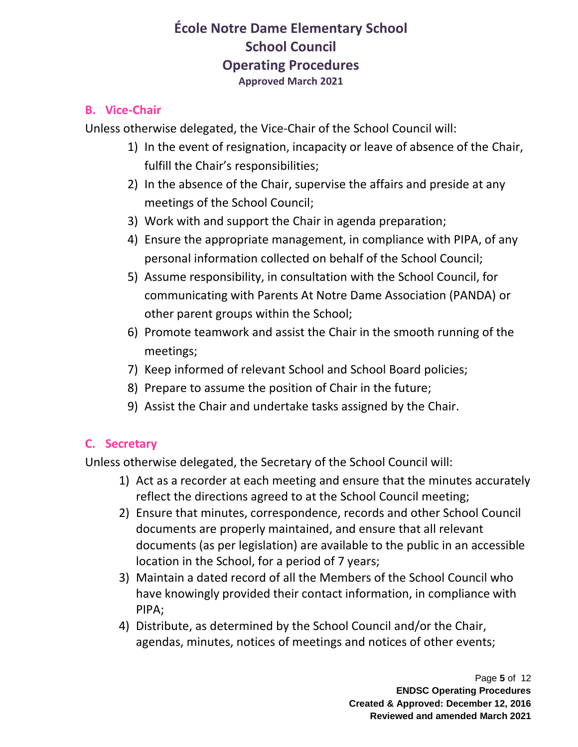### B. Vice-Chair

Unless otherwise delegated, the Vice-Chair of the School Council will:

1) In the event of resignation, incapacity or leave of absence of the Chair, fulfill the Chair's responsibilities;
2) In the absence of the Chair, supervise the affairs and preside at any meetings of the School Council;
3) Work with and support the Chair in agenda preparation;
4) Ensure the appropriate management, in compliance with PIPA, of any personal information collected on behalf of the School Council;
5) Assume responsibility, in consultation with the School Council, for communicating with Parents At Notre Dame Association (PANDA) or other parent groups within the School;
6) Promote teamwork and assist the Chair in the smooth running of the meetings;
7) Keep informed of relevant School and School Board policies;
8) Prepare to assume the position of Chair in the future;
9) Assist the Chair and undertake tasks assigned by the Chair.

### C. Secretary

Unless otherwise delegated, the Secretary of the School Council will:

1) Act as a recorder at each meeting and ensure that the minutes accurately reflect the directions agreed to at the School Council meeting;
2) Ensure that minutes, correspondence, records and other School Council documents are properly maintained, and ensure that all relevant documents (as per legislation) are available to the public in an accessible location in the School, for a period of 7 years;
3) Maintain a dated record of all the Members of the School Council who have knowingly provided their contact information, in compliance with PIPA;
4) Distribute, as determined by the School Council and/or the Chair, agendas, minutes, notices of meetings and notices of other events;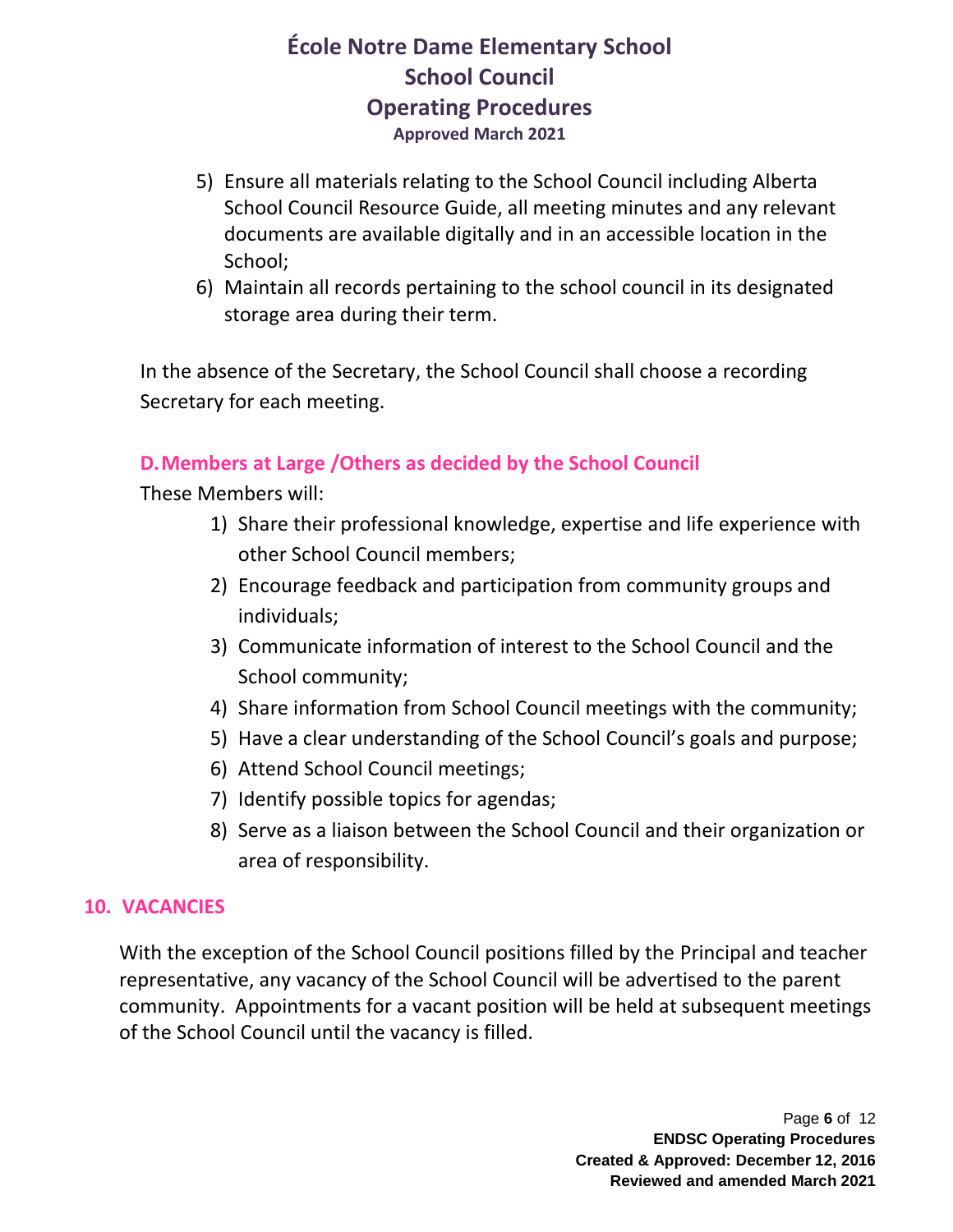5) Ensure all materials relating to the School Council including Alberta School Council Resource Guide, all meeting minutes and any relevant documents are available digitally and in an accessible location in the School;
6) Maintain all records pertaining to the school council in its designated storage area during their term.

In the absence of the Secretary, the School Council shall choose a recording Secretary for each meeting.

### D. Members at Large /Others as decided by the School Council

These Members will:

1) Share their professional knowledge, expertise and life experience with other School Council members;
2) Encourage feedback and participation from community groups and individuals;
3) Communicate information of interest to the School Council and the School community;
4) Share information from School Council meetings with the community;
5) Have a clear understanding of the School Council's goals and purpose;
6) Attend School Council meetings;
7) Identify possible topics for agendas;
8) Serve as a liaison between the School Council and their organization or area of responsibility.

## 10. VACANCIES

With the exception of the School Council positions filled by the Principal and teacher representative, any vacancy of the School Council will be advertised to the parent community. Appointments for a vacant position will be held at subsequent meetings of the School Council until the vacancy is filled.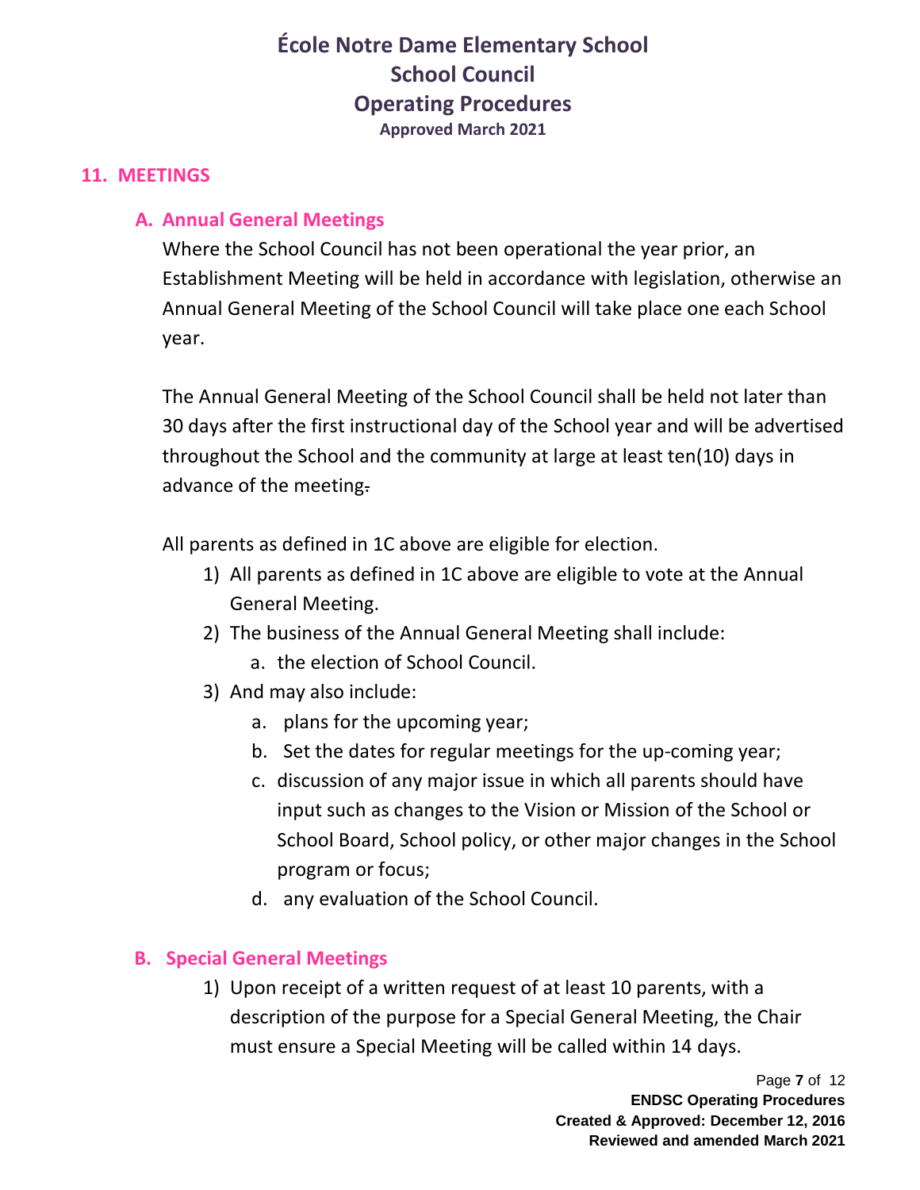## 11. MEETINGS

### A. Annual General Meetings

Where the School Council has not been operational the year prior, an Establishment Meeting will be held in accordance with legislation, otherwise an Annual General Meeting of the School Council will take place one each School year.

The Annual General Meeting of the School Council shall be held not later than 30 days after the first instructional day of the School year and will be advertised throughout the School and the community at large at least ten(10) days in advance of the meeting.

All parents as defined in 1C above are eligible for election.

1) All parents as defined in 1C above are eligible to vote at the Annual General Meeting.
2) The business of the Annual General Meeting shall include:
   a. the election of School Council.
3) And may also include:
   a. plans for the upcoming year;
   b. Set the dates for regular meetings for the up-coming year;
   c. discussion of any major issue in which all parents should have input such as changes to the Vision or Mission of the School or School Board, School policy, or other major changes in the School program or focus;
   d. any evaluation of the School Council.

### B. Special General Meetings

1) Upon receipt of a written request of at least 10 parents, with a description of the purpose for a Special General Meeting, the Chair must ensure a Special Meeting will be called within 14 days.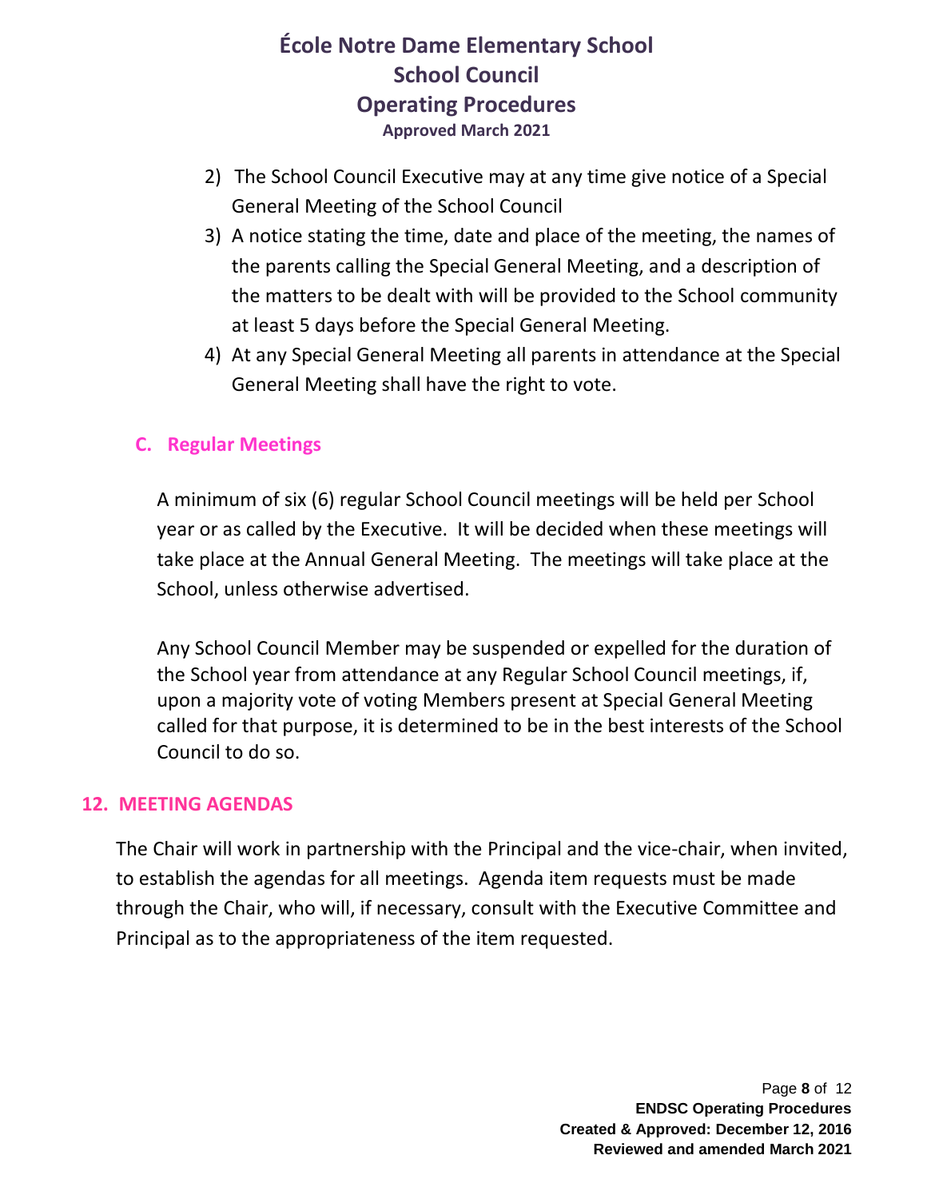2) The School Council Executive may at any time give notice of a Special General Meeting of the School Council
3) A notice stating the time, date and place of the meeting, the names of the parents calling the Special General Meeting, and a description of the matters to be dealt with will be provided to the School community at least 5 days before the Special General Meeting.
4) At any Special General Meeting all parents in attendance at the Special General Meeting shall have the right to vote.

### C. Regular Meetings

A minimum of six (6) regular School Council meetings will be held per School year or as called by the Executive. It will be decided when these meetings will take place at the Annual General Meeting. The meetings will take place at the School, unless otherwise advertised.

Any School Council Member may be suspended or expelled for the duration of the School year from attendance at any Regular School Council meetings, if, upon a majority vote of voting Members present at Special General Meeting called for that purpose, it is determined to be in the best interests of the School Council to do so.

## 12. MEETING AGENDAS

The Chair will work in partnership with the Principal and the vice-chair, when invited, to establish the agendas for all meetings. Agenda item requests must be made through the Chair, who will, if necessary, consult with the Executive Committee and Principal as to the appropriateness of the item requested.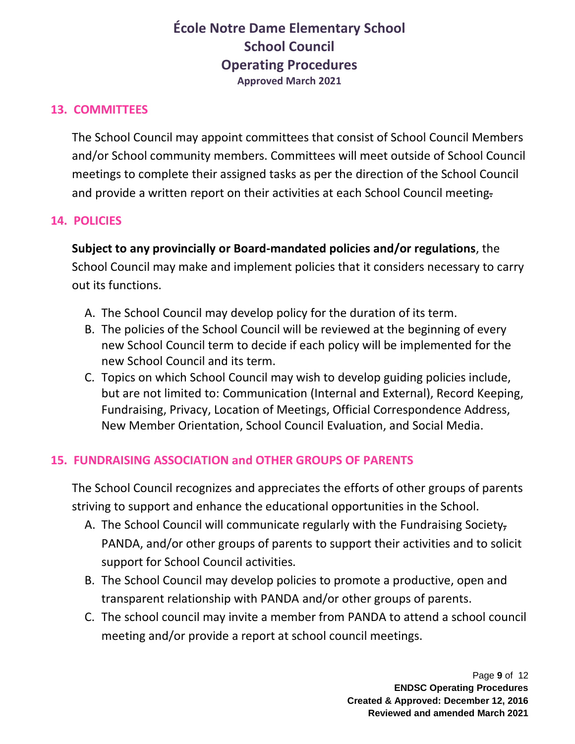## 13. COMMITTEES

The School Council may appoint committees that consist of School Council Members and/or School community members. Committees will meet outside of School Council meetings to complete their assigned tasks as per the direction of the School Council and provide a written report on their activities at each School Council meeting.

## 14. POLICIES

**Subject to any provincially or Board-mandated policies and/or regulations**, the School Council may make and implement policies that it considers necessary to carry out its functions.

A. The School Council may develop policy for the duration of its term.
B. The policies of the School Council will be reviewed at the beginning of every new School Council term to decide if each policy will be implemented for the new School Council and its term.
C. Topics on which School Council may wish to develop guiding policies include, but are not limited to: Communication (Internal and External), Record Keeping, Fundraising, Privacy, Location of Meetings, Official Correspondence Address, New Member Orientation, School Council Evaluation, and Social Media.

## 15. FUNDRAISING ASSOCIATION and OTHER GROUPS OF PARENTS

The School Council recognizes and appreciates the efforts of other groups of parents striving to support and enhance the educational opportunities in the School.

A. The School Council will communicate regularly with the Fundraising Society, PANDA, and/or other groups of parents to support their activities and to solicit support for School Council activities.
B. The School Council may develop policies to promote a productive, open and transparent relationship with PANDA and/or other groups of parents.
C. The school council may invite a member from PANDA to attend a school council meeting and/or provide a report at school council meetings.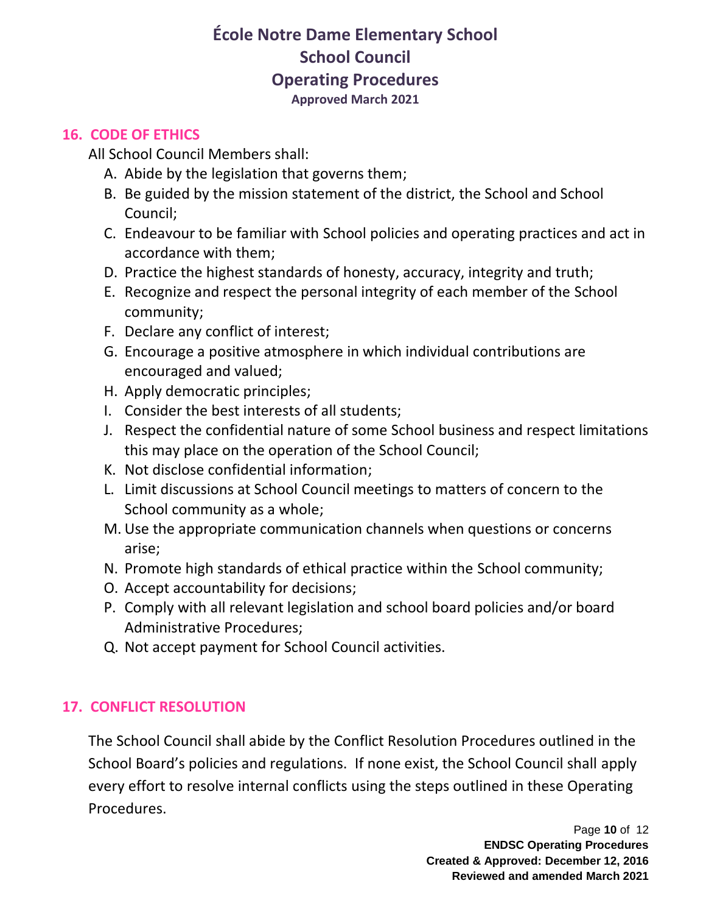## 16. CODE OF ETHICS

All School Council Members shall:

A. Abide by the legislation that governs them;
B. Be guided by the mission statement of the district, the School and School Council;
C. Endeavour to be familiar with School policies and operating practices and act in accordance with them;
D. Practice the highest standards of honesty, accuracy, integrity and truth;
E. Recognize and respect the personal integrity of each member of the School community;
F. Declare any conflict of interest;
G. Encourage a positive atmosphere in which individual contributions are encouraged and valued;
H. Apply democratic principles;
I. Consider the best interests of all students;
J. Respect the confidential nature of some School business and respect limitations this may place on the operation of the School Council;
K. Not disclose confidential information;
L. Limit discussions at School Council meetings to matters of concern to the School community as a whole;
M. Use the appropriate communication channels when questions or concerns arise;
N. Promote high standards of ethical practice within the School community;
O. Accept accountability for decisions;
P. Comply with all relevant legislation and school board policies and/or board Administrative Procedures;
Q. Not accept payment for School Council activities.

## 17. CONFLICT RESOLUTION

The School Council shall abide by the Conflict Resolution Procedures outlined in the School Board's policies and regulations. If none exist, the School Council shall apply every effort to resolve internal conflicts using the steps outlined in these Operating Procedures.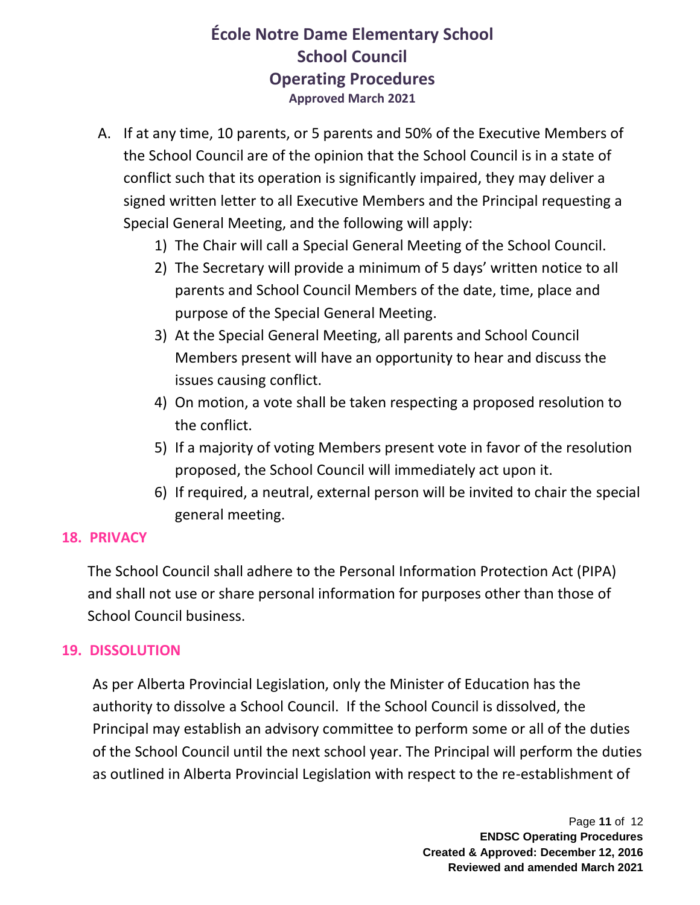A. If at any time, 10 parents, or 5 parents and 50% of the Executive Members of the School Council are of the opinion that the School Council is in a state of conflict such that its operation is significantly impaired, they may deliver a signed written letter to all Executive Members and the Principal requesting a Special General Meeting, and the following will apply:
   1) The Chair will call a Special General Meeting of the School Council.
   2) The Secretary will provide a minimum of 5 days' written notice to all parents and School Council Members of the date, time, place and purpose of the Special General Meeting.
   3) At the Special General Meeting, all parents and School Council Members present will have an opportunity to hear and discuss the issues causing conflict.
   4) On motion, a vote shall be taken respecting a proposed resolution to the conflict.
   5) If a majority of voting Members present vote in favor of the resolution proposed, the School Council will immediately act upon it.
   6) If required, a neutral, external person will be invited to chair the special general meeting.

## 18. PRIVACY

The School Council shall adhere to the Personal Information Protection Act (PIPA) and shall not use or share personal information for purposes other than those of School Council business.

## 19. DISSOLUTION

As per Alberta Provincial Legislation, only the Minister of Education has the authority to dissolve a School Council. If the School Council is dissolved, the Principal may establish an advisory committee to perform some or all of the duties of the School Council until the next school year. The Principal will perform the duties as outlined in Alberta Provincial Legislation with respect to the re-establishment of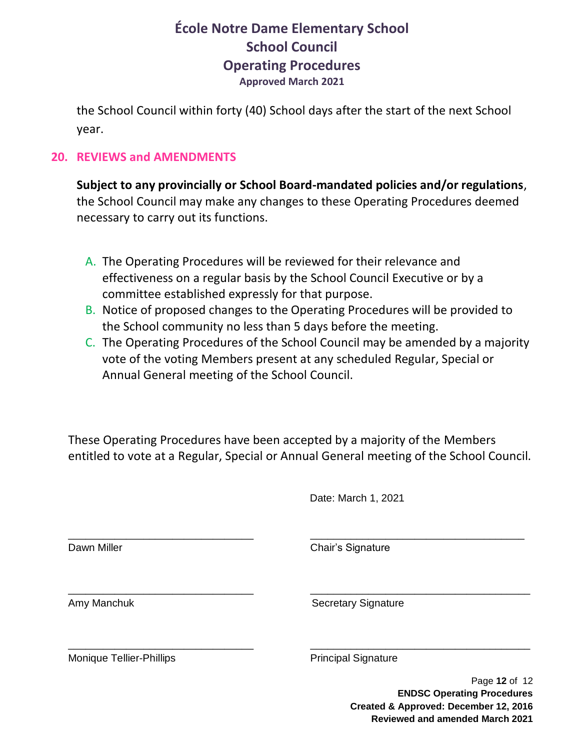the School Council within forty (40) School days after the start of the next School year.

## 20. REVIEWS and AMENDMENTS

**Subject to any provincially or School Board-mandated policies and/or regulations**, the School Council may make any changes to these Operating Procedures deemed necessary to carry out its functions.

A. The Operating Procedures will be reviewed for their relevance and effectiveness on a regular basis by the School Council Executive or by a committee established expressly for that purpose.
B. Notice of proposed changes to the Operating Procedures will be provided to the School community no less than 5 days before the meeting.
C. The Operating Procedures of the School Council may be amended by a majority vote of the voting Members present at any scheduled Regular, Special or Annual General meeting of the School Council.

These Operating Procedures have been accepted by a majority of the Members entitled to vote at a Regular, Special or Annual General meeting of the School Council.

Date: March 1, 2021

| | |
|---|---|
| ______________________________ | ______________________________ |
| Dawn Miller | Chair's Signature |
| ______________________________ | ______________________________ |
| Amy Manchuk | Secretary Signature |
| ______________________________ | ______________________________ |
| Monique Tellier-Phillips | Principal Signature |

**ENDSC Operating Procedures**
**Created & Approved: December 12, 2016**
**Reviewed and amended March 2021**